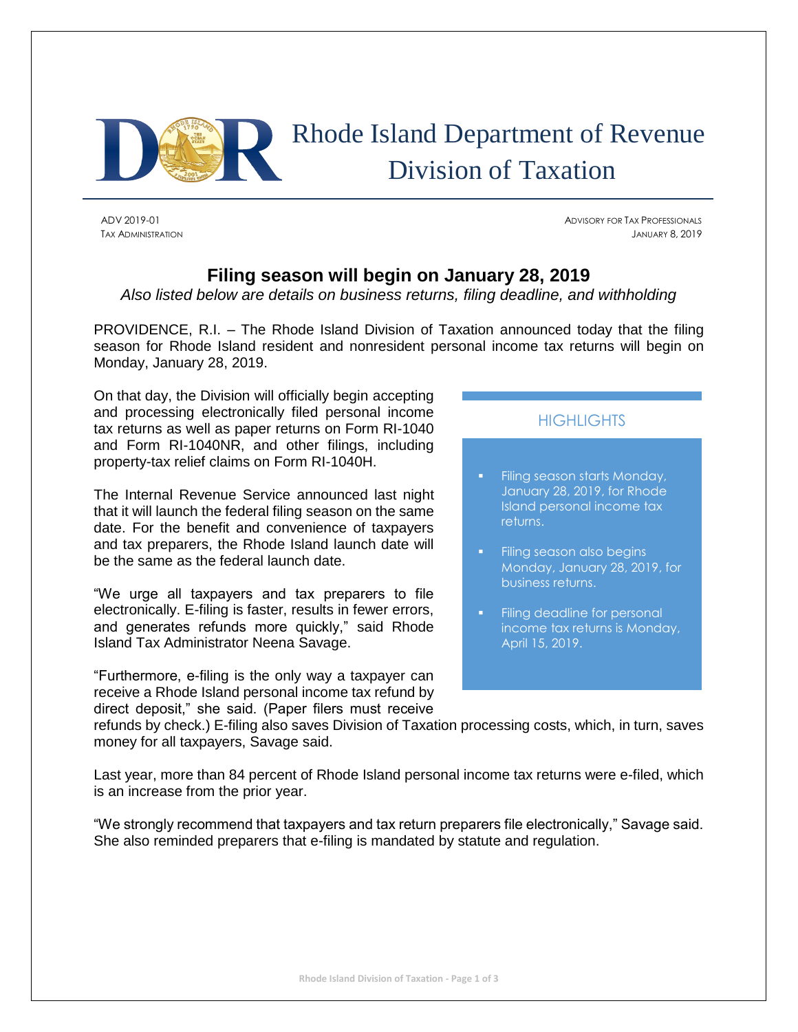# Rhode Island Department of Revenue
# Division of Taxation

ADV 2019-01
TAX ADMINISTRATION

ADVISORY FOR TAX PROFESSIONALS
JANUARY 8, 2019

## Filing season will begin on January 28, 2019

*Also listed below are details on business returns, filing deadline, and withholding*

PROVIDENCE, R.I. – The Rhode Island Division of Taxation announced today that the filing season for Rhode Island resident and nonresident personal income tax returns will begin on Monday, January 28, 2019.

On that day, the Division will officially begin accepting and processing electronically filed personal income tax returns as well as paper returns on Form RI-1040 and Form RI-1040NR, and other filings, including property-tax relief claims on Form RI-1040H.

The Internal Revenue Service announced last night that it will launch the federal filing season on the same date. For the benefit and convenience of taxpayers and tax preparers, the Rhode Island launch date will be the same as the federal launch date.

"We urge all taxpayers and tax preparers to file electronically. E-filing is faster, results in fewer errors, and generates refunds more quickly," said Rhode Island Tax Administrator Neena Savage.

"Furthermore, e-filing is the only way a taxpayer can receive a Rhode Island personal income tax refund by direct deposit," she said. (Paper filers must receive refunds by check.) E-filing also saves Division of Taxation processing costs, which, in turn, saves money for all taxpayers, Savage said.

Last year, more than 84 percent of Rhode Island personal income tax returns were e-filed, which is an increase from the prior year.

"We strongly recommend that taxpayers and tax return preparers file electronically," Savage said. She also reminded preparers that e-filing is mandated by statute and regulation.

### HIGHLIGHTS

- Filing season starts Monday, January 28, 2019, for Rhode Island personal income tax returns.
- Filing season also begins Monday, January 28, 2019, for business returns.
- Filing deadline for personal income tax returns is Monday, April 15, 2019.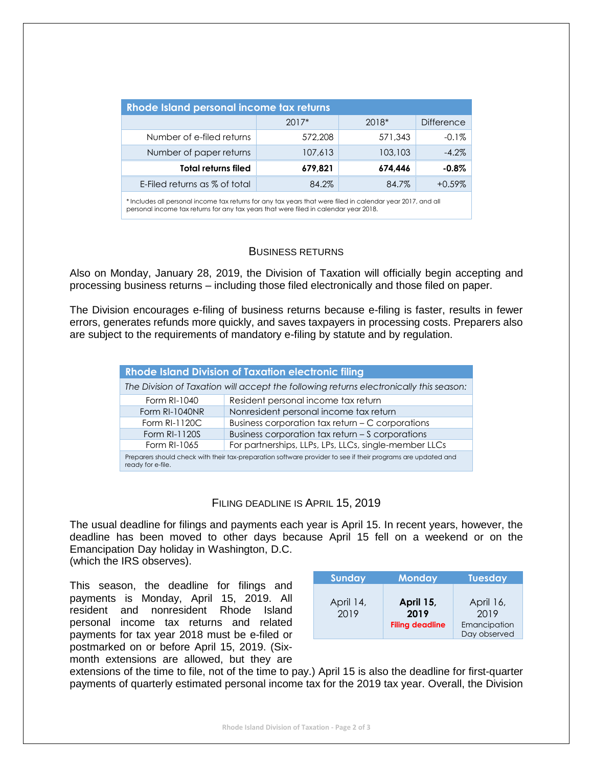| Rhode Island personal income tax returns | | | |
|---|---|---|---|
| | 2017* | 2018* | Difference |
| Number of e-filed returns | 572,208 | 571,343 | -0.1% |
| Number of paper returns | 107,613 | 103,103 | -4.2% |
| **Total returns filed** | **679,821** | **674,446** | **-0.8%** |
| E-Filed returns as % of total | 84.2% | 84.7% | +0.59% |

* Includes all personal income tax returns for any tax years that were filed in calendar year 2017, and all personal income tax returns for any tax years that were filed in calendar year 2018.

## Business returns

Also on Monday, January 28, 2019, the Division of Taxation will officially begin accepting and processing business returns – including those filed electronically and those filed on paper.

The Division encourages e-filing of business returns because e-filing is faster, results in fewer errors, generates refunds more quickly, and saves taxpayers in processing costs. Preparers also are subject to the requirements of mandatory e-filing by statute and by regulation.

| Rhode Island Division of Taxation electronic filing | |
|---|---|
| *The Division of Taxation will accept the following returns electronically this season:* | |
| Form RI-1040 | Resident personal income tax return |
| Form RI-1040NR | Nonresident personal income tax return |
| Form RI-1120C | Business corporation tax return – C corporations |
| Form RI-1120S | Business corporation tax return – S corporations |
| Form RI-1065 | For partnerships, LLPs, LPs, LLCs, single-member LLCs |
| Preparers should check with their tax-preparation software provider to see if their programs are updated and ready for e-file. | |

## Filing deadline is April 15, 2019

The usual deadline for filings and payments each year is April 15. In recent years, however, the deadline has been moved to other days because April 15 fell on a weekend or on the Emancipation Day holiday in Washington, D.C. (which the IRS observes).

| Sunday | Monday | Tuesday |
|---|---|---|
| April 14, 2019 | **April 15, 2019** **Filing deadline** | April 16, 2019 Emancipation Day observed |

This season, the deadline for filings and payments is Monday, April 15, 2019. All resident and nonresident Rhode Island personal income tax returns and related payments for tax year 2018 must be e-filed or postmarked on or before April 15, 2019. (Six-month extensions are allowed, but they are extensions of the time to file, not of the time to pay.) April 15 is also the deadline for first-quarter payments of quarterly estimated personal income tax for the 2019 tax year. Overall, the Division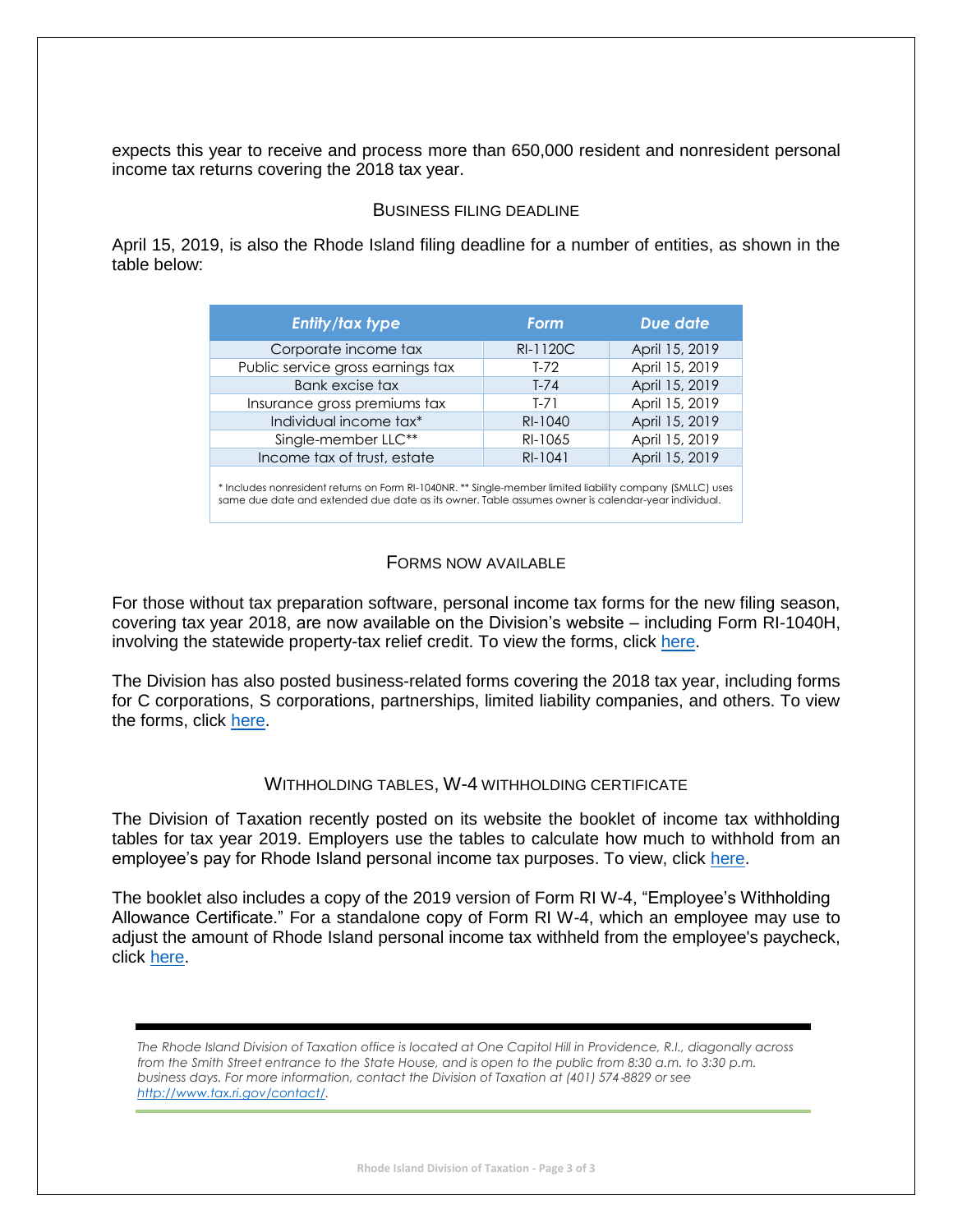expects this year to receive and process more than 650,000 resident and nonresident personal income tax returns covering the 2018 tax year.

### BUSINESS FILING DEADLINE

April 15, 2019, is also the Rhode Island filing deadline for a number of entities, as shown in the table below:

| Entity/tax type | Form | Due date |
|---|---|---|
| Corporate income tax | RI-1120C | April 15, 2019 |
| Public service gross earnings tax | T-72 | April 15, 2019 |
| Bank excise tax | T-74 | April 15, 2019 |
| Insurance gross premiums tax | T-71 | April 15, 2019 |
| Individual income tax* | RI-1040 | April 15, 2019 |
| Single-member LLC** | RI-1065 | April 15, 2019 |
| Income tax of trust, estate | RI-1041 | April 15, 2019 |

* Includes nonresident returns on Form RI-1040NR. ** Single-member limited liability company (SMLLC) uses same due date and extended due date as its owner. Table assumes owner is calendar-year individual.

### FORMS NOW AVAILABLE

For those without tax preparation software, personal income tax forms for the new filing season, covering tax year 2018, are now available on the Division's website – including Form RI-1040H, involving the statewide property-tax relief credit. To view the forms, click here.

The Division has also posted business-related forms covering the 2018 tax year, including forms for C corporations, S corporations, partnerships, limited liability companies, and others. To view the forms, click here.

### WITHHOLDING TABLES, W-4 WITHHOLDING CERTIFICATE

The Division of Taxation recently posted on its website the booklet of income tax withholding tables for tax year 2019. Employers use the tables to calculate how much to withhold from an employee's pay for Rhode Island personal income tax purposes. To view, click here.

The booklet also includes a copy of the 2019 version of Form RI W-4, "Employee's Withholding Allowance Certificate." For a standalone copy of Form RI W-4, which an employee may use to adjust the amount of Rhode Island personal income tax withheld from the employee's paycheck, click here.

---

*The Rhode Island Division of Taxation office is located at One Capitol Hill in Providence, R.I., diagonally across from the Smith Street entrance to the State House, and is open to the public from 8:30 a.m. to 3:30 p.m. business days. For more information, contact the Division of Taxation at (401) 574-8829 or see http://www.tax.ri.gov/contact/.*